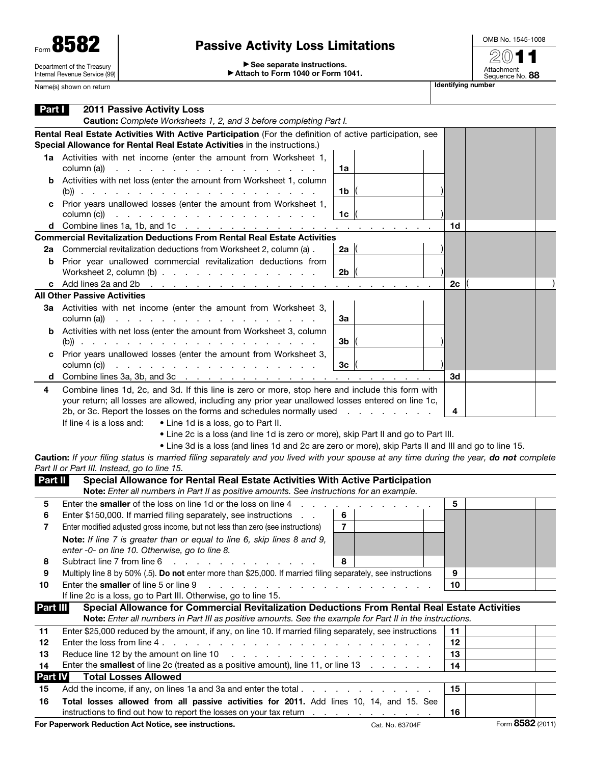Form **8582**

Department of the Treasury
Internal Revenue Service (99)

# Passive Activity Loss Limitations

▶ See separate instructions.
▶ Attach to Form 1040 or Form 1041.

OMB No. 1545-1008

**2011**

Attachment Sequence No. **88**

Name(s) shown on return | **Identifying number**

## Part I 2011 Passive Activity Loss

**Caution:** *Complete Worksheets 1, 2, and 3 before completing Part I.*

**Rental Real Estate Activities With Active Participation** (For the definition of active participation, see **Special Allowance for Rental Real Estate Activities** in the instructions.)

| | | | | | |
|---|---|---|---|---|---|
| **1a** | Activities with net income (enter the amount from Worksheet 1, column (a)) | **1a** | | | |
| **b** | Activities with net loss (enter the amount from Worksheet 1, column (b)) | **1b** | ( ) | | |
| **c** | Prior years unallowed losses (enter the amount from Worksheet 1, column (c)) | **1c** | ( ) | | |
| **d** | Combine lines 1a, 1b, and 1c | | | **1d** | |

**Commercial Revitalization Deductions From Rental Real Estate Activities**

| | | | | | |
|---|---|---|---|---|---|
| **2a** | Commercial revitalization deductions from Worksheet 2, column (a) | **2a** | ( ) | | |
| **b** | Prior year unallowed commercial revitalization deductions from Worksheet 2, column (b) | **2b** | ( ) | | |
| **c** | Add lines 2a and 2b | | | **2c** | ( ) |

**All Other Passive Activities**

| | | | | | |
|---|---|---|---|---|---|
| **3a** | Activities with net income (enter the amount from Worksheet 3, column (a)) | **3a** | | | |
| **b** | Activities with net loss (enter the amount from Worksheet 3, column (b)) | **3b** | ( ) | | |
| **c** | Prior years unallowed losses (enter the amount from Worksheet 3, column (c)) | **3c** | ( ) | | |
| **d** | Combine lines 3a, 3b, and 3c | | | **3d** | |

| | | | |
|---|---|---|---|
| **4** | Combine lines 1d, 2c, and 3d. If this line is zero or more, stop here and include this form with your return; all losses are allowed, including any prior year unallowed losses entered on line 1c, 2b, or 3c. Report the losses on the forms and schedules normally used | **4** | |

If line 4 is a loss and:
- Line 1d is a loss, go to Part II.
- Line 2c is a loss (and line 1d is zero or more), skip Part II and go to Part III.
- Line 3d is a loss (and lines 1d and 2c are zero or more), skip Parts II and III and go to line 15.

**Caution:** *If your filing status is married filing separately and you lived with your spouse at any time during the year,* ***do not*** *complete Part II or Part III. Instead, go to line 15.*

## Part II Special Allowance for Rental Real Estate Activities With Active Participation

**Note:** *Enter all numbers in Part II as positive amounts. See instructions for an example.*

| | | | | | |
|---|---|---|---|---|---|
| **5** | Enter the **smaller** of the loss on line 1d or the loss on line 4 | | | **5** | |
| **6** | Enter $150,000. If married filing separately, see instructions | **6** | | | |
| **7** | Enter modified adjusted gross income, but not less than zero (see instructions) | **7** | | | |
| | **Note:** *If line 7 is greater than or equal to line 6, skip lines 8 and 9, enter -0- on line 10. Otherwise, go to line 8.* | | | | |
| **8** | Subtract line 7 from line 6 | **8** | | | |
| **9** | Multiply line 8 by 50% (.5). **Do not** enter more than $25,000. If married filing separately, see instructions | | | **9** | |
| **10** | Enter the **smaller** of line 5 or line 9 | | | **10** | |

If line 2c is a loss, go to Part III. Otherwise, go to line 15.

## Part III Special Allowance for Commercial Revitalization Deductions From Rental Real Estate Activities

**Note:** *Enter all numbers in Part III as positive amounts. See the example for Part II in the instructions.*

| | | | |
|---|---|---|---|
| **11** | Enter $25,000 reduced by the amount, if any, on line 10. If married filing separately, see instructions | **11** | |
| **12** | Enter the loss from line 4 | **12** | |
| **13** | Reduce line 12 by the amount on line 10 | **13** | |
| **14** | Enter the **smallest** of line 2c (treated as a positive amount), line 11, or line 13 | **14** | |

## Part IV Total Losses Allowed

| | | | |
|---|---|---|---|
| **15** | Add the income, if any, on lines 1a and 3a and enter the total | **15** | |
| **16** | **Total losses allowed from all passive activities for 2011.** Add lines 10, 14, and 15. See instructions to find out how to report the losses on your tax return | **16** | |

**For Paperwork Reduction Act Notice, see instructions.** Cat. No. 63704F Form **8582** (2011)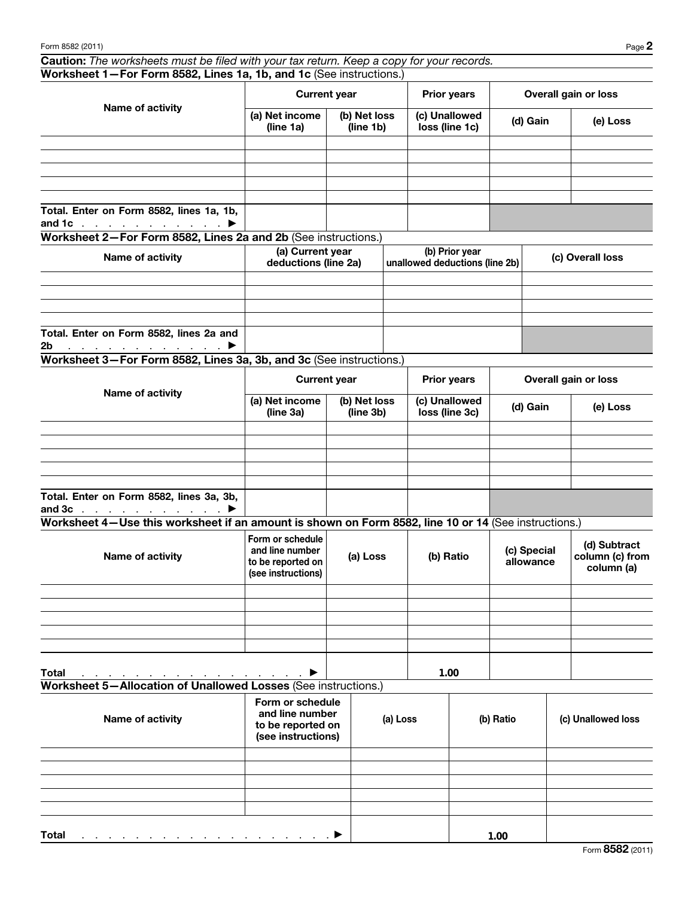**Caution:** *The worksheets must be filed with your tax return. Keep a copy for your records.*

### Worksheet 1—For Form 8582, Lines 1a, 1b, and 1c (See instructions.)

| Name of activity | Current year | | Prior years | Overall gain or loss | |
|---|---|---|---|---|---|
| | (a) Net income (line 1a) | (b) Net loss (line 1b) | (c) Unallowed loss (line 1c) | (d) Gain | (e) Loss |
| | | | | | |
| | | | | | |
| | | | | | |
| | | | | | |
| | | | | | |
| Total. Enter on Form 8582, lines 1a, 1b, and 1c . . . . . . . . . . . ▶ | | | | | |

### Worksheet 2—For Form 8582, Lines 2a and 2b (See instructions.)

| Name of activity | (a) Current year deductions (line 2a) | (b) Prior year unallowed deductions (line 2b) | (c) Overall loss |
|---|---|---|---|
| | | | |
| | | | |
| | | | |
| | | | |
| Total. Enter on Form 8582, lines 2a and 2b . . . . . . . . . . . . . ▶ | | | |

### Worksheet 3—For Form 8582, Lines 3a, 3b, and 3c (See instructions.)

| Name of activity | Current year | | Prior years | Overall gain or loss | |
|---|---|---|---|---|---|
| | (a) Net income (line 3a) | (b) Net loss (line 3b) | (c) Unallowed loss (line 3c) | (d) Gain | (e) Loss |
| | | | | | |
| | | | | | |
| | | | | | |
| | | | | | |
| | | | | | |
| Total. Enter on Form 8582, lines 3a, 3b, and 3c . . . . . . . . . . . ▶ | | | | | |

### Worksheet 4—Use this worksheet if an amount is shown on Form 8582, line 10 or 14 (See instructions.)

| Name of activity | Form or schedule and line number to be reported on (see instructions) | (a) Loss | (b) Ratio | (c) Special allowance | (d) Subtract column (c) from column (a) |
|---|---|---|---|---|---|
| | | | | | |
| | | | | | |
| | | | | | |
| | | | | | |
| | | | | | |
| Total . . . . . . . . . . . . . . . . . . . . ▶ | | | 1.00 | | |

### Worksheet 5—Allocation of Unallowed Losses (See instructions.)

| Name of activity | Form or schedule and line number to be reported on (see instructions) | (a) Loss | (b) Ratio | (c) Unallowed loss |
|---|---|---|---|---|
| | | | | |
| | | | | |
| | | | | |
| | | | | |
| | | | | |
| Total . . . . . . . . . . . . . . . . . . . . . . ▶ | | | 1.00 | |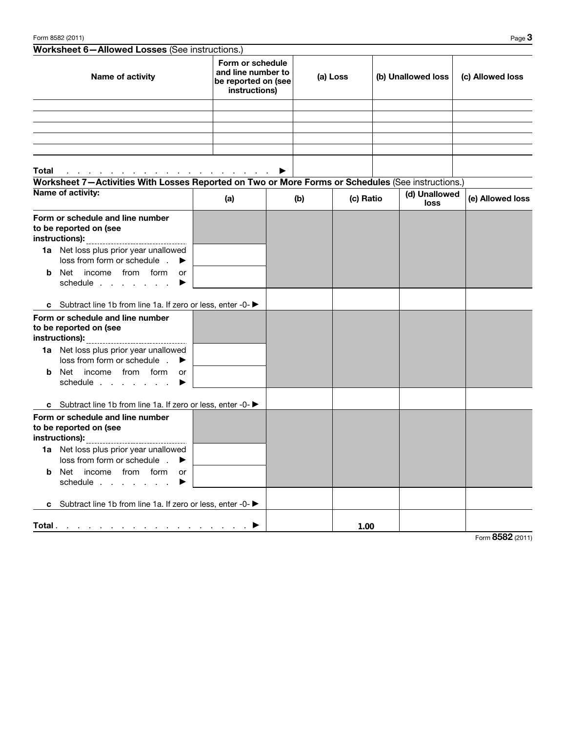## Worksheet 6—Allowed Losses (See instructions.)

| Name of activity | Form or schedule and line number to be reported on (see instructions) | (a) Loss | (b) Unallowed loss | (c) Allowed loss |
|---|---|---|---|---|
| | | | | |
| | | | | |
| | | | | |
| | | | | |
| | | | | |
| **Total** . . . . . . . . . . . . . . . . . . . . . ▶ | | | | |

## Worksheet 7—Activities With Losses Reported on Two or More Forms or Schedules (See instructions.)

| Name of activity: | (a) | (b) | (c) Ratio | (d) Unallowed loss | (e) Allowed loss |
|---|---|---|---|---|---|
| Form or schedule and line number to be reported on (see instructions): | | | | | |
| **1a** Net loss plus prior year unallowed loss from form or schedule . ▶ | | | | | |
| **b** Net income from form or schedule . . . . . . . ▶ | | | | | |
| **c** Subtract line 1b from line 1a. If zero or less, enter -0- ▶ | | | | | |
| Form or schedule and line number to be reported on (see instructions): | | | | | |
| **1a** Net loss plus prior year unallowed loss from form or schedule . ▶ | | | | | |
| **b** Net income from form or schedule . . . . . . . ▶ | | | | | |
| **c** Subtract line 1b from line 1a. If zero or less, enter -0- ▶ | | | | | |
| Form or schedule and line number to be reported on (see instructions): | | | | | |
| **1a** Net loss plus prior year unallowed loss from form or schedule . ▶ | | | | | |
| **b** Net income from form or schedule . . . . . . . ▶ | | | | | |
| **c** Subtract line 1b from line 1a. If zero or less, enter -0- ▶ | | | | | |
| **Total** . . . . . . . . . . . . . . . . . . . ▶ | | | 1.00 | | |

Form **8582** (2011)